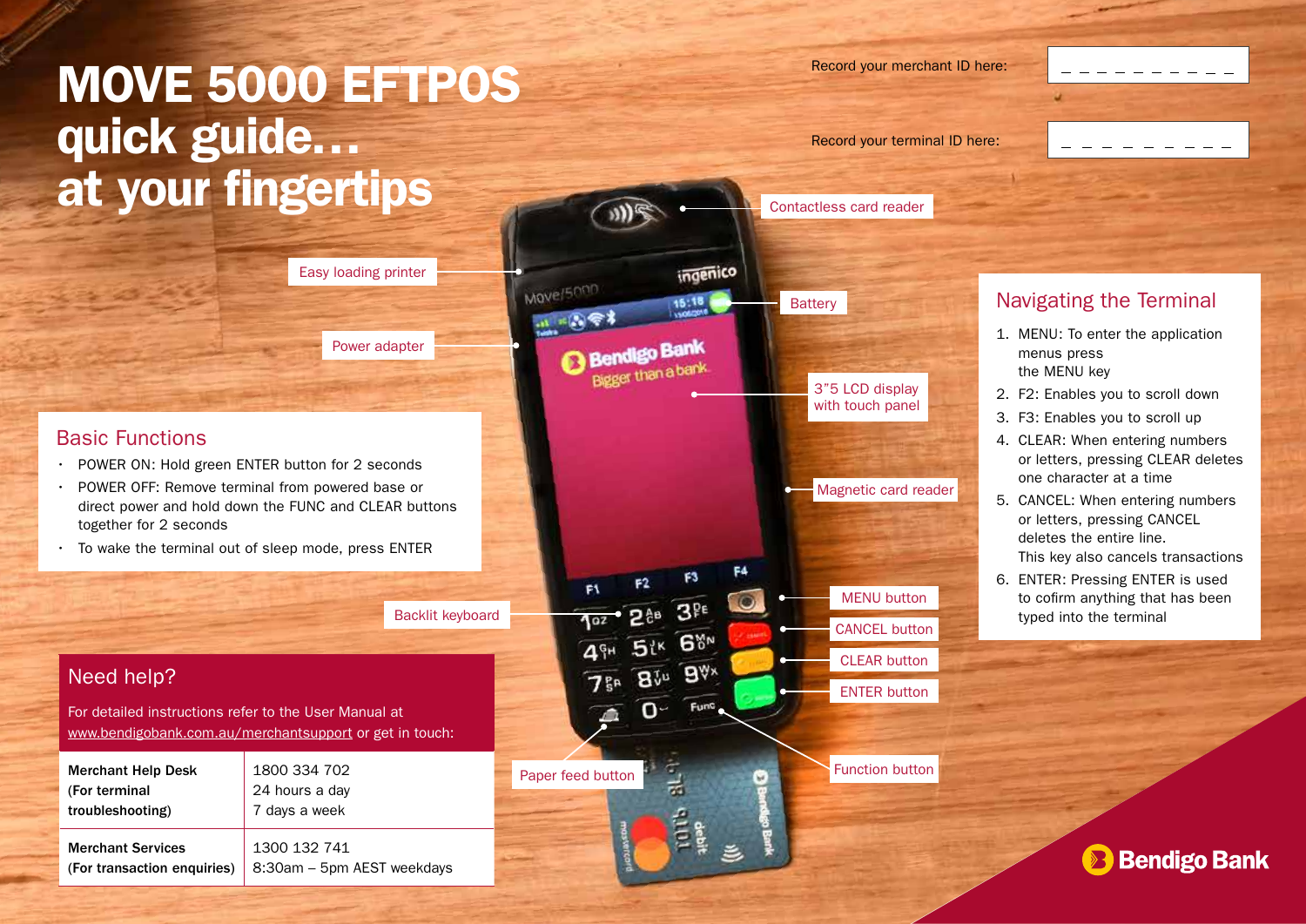# MOVE 5000 EFTPOS quick guide… at your fingertips

Record your merchant ID here: _ _ _ _ _ _ _ _ _ _

Record your terminal ID here: _ _ _ _ _ _ _ _ _ _

Contactless card reader

Easy loading printer

Battery

Power adapter

3"5 LCD display with touch panel

Magnetic card reader

MENU button

CANCEL button

CLEAR button

ENTER button

Backlit keyboard

Paper feed button

Function button

## Basic Functions

- POWER ON: Hold green ENTER button for 2 seconds
- POWER OFF: Remove terminal from powered base or direct power and hold down the FUNC and CLEAR buttons together for 2 seconds
- To wake the terminal out of sleep mode, press ENTER

## Navigating the Terminal

1. MENU: To enter the application menus press the MENU key
2. F2: Enables you to scroll down
3. F3: Enables you to scroll up
4. CLEAR: When entering numbers or letters, pressing CLEAR deletes one character at a time
5. CANCEL: When entering numbers or letters, pressing CANCEL deletes the entire line. This key also cancels transactions
6. ENTER: Pressing ENTER is used to cofirm anything that has been typed into the terminal

## Need help?

For detailed instructions refer to the User Manual at www.bendigobank.com.au/merchantsupport or get in touch:

| | |
|---|---|
| **Merchant Help Desk (For terminal troubleshooting)** | 1800 334 702<br>24 hours a day<br>7 days a week |
| **Merchant Services (For transaction enquiries)** | 1300 132 741<br>8:30am – 5pm AEST weekdays |

Bendigo Bank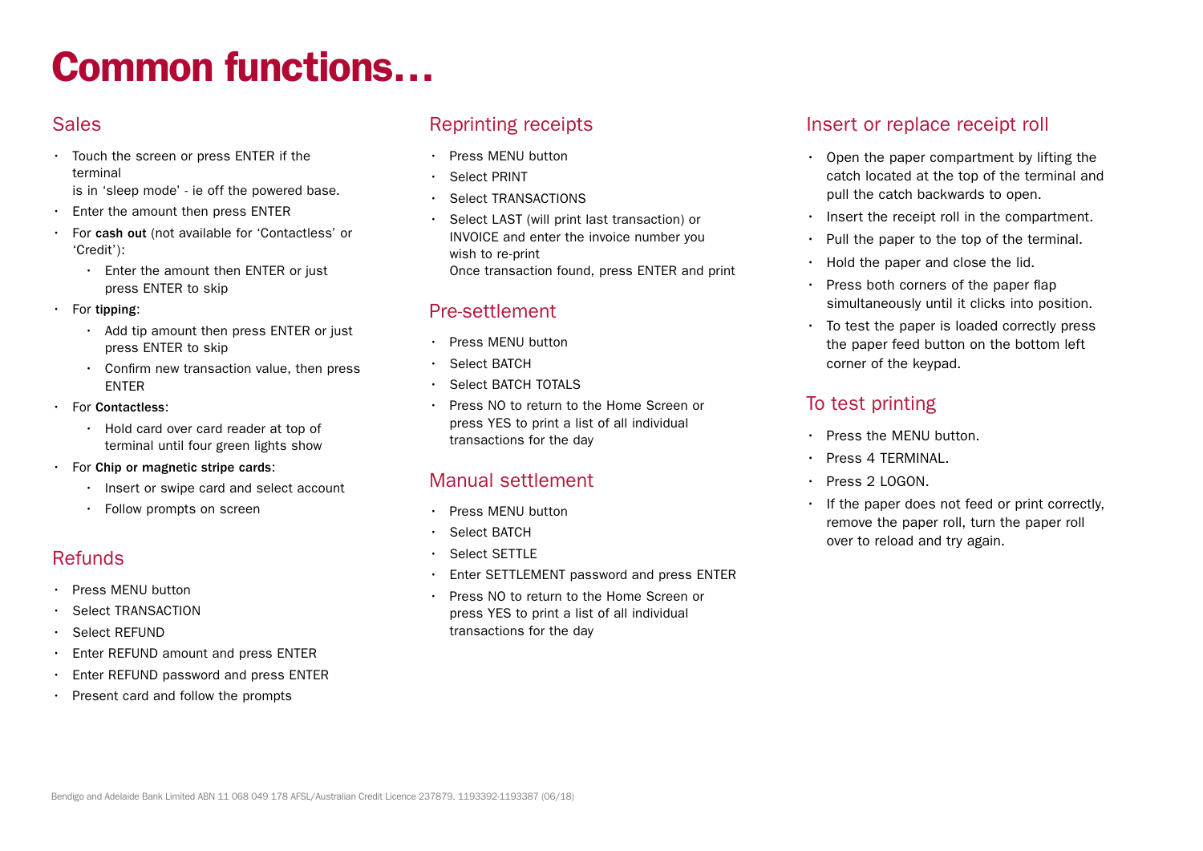# Common functions…

## Sales

- Touch the screen or press ENTER if the terminal is in 'sleep mode' - ie off the powered base.
- Enter the amount then press ENTER
- For **cash out** (not available for 'Contactless' or 'Credit'):
    - Enter the amount then ENTER or just press ENTER to skip
- For **tipping**:
    - Add tip amount then press ENTER or just press ENTER to skip
    - Confirm new transaction value, then press ENTER
- For **Contactless**:
    - Hold card over card reader at top of terminal until four green lights show
- For **Chip or magnetic stripe cards**:
    - Insert or swipe card and select account
    - Follow prompts on screen

## Refunds

- Press MENU button
- Select TRANSACTION
- Select REFUND
- Enter REFUND amount and press ENTER
- Enter REFUND password and press ENTER
- Present card and follow the prompts

## Reprinting receipts

- Press MENU button
- Select PRINT
- Select TRANSACTIONS
- Select LAST (will print last transaction) or INVOICE and enter the invoice number you wish to re-print
  Once transaction found, press ENTER and print

## Pre-settlement

- Press MENU button
- Select BATCH
- Select BATCH TOTALS
- Press NO to return to the Home Screen or press YES to print a list of all individual transactions for the day

## Manual settlement

- Press MENU button
- Select BATCH
- Select SETTLE
- Enter SETTLEMENT password and press ENTER
- Press NO to return to the Home Screen or press YES to print a list of all individual transactions for the day

## Insert or replace receipt roll

- Open the paper compartment by lifting the catch located at the top of the terminal and pull the catch backwards to open.
- Insert the receipt roll in the compartment.
- Pull the paper to the top of the terminal.
- Hold the paper and close the lid.
- Press both corners of the paper flap simultaneously until it clicks into position.
- To test the paper is loaded correctly press the paper feed button on the bottom left corner of the keypad.

## To test printing

- Press the MENU button.
- Press 4 TERMINAL.
- Press 2 LOGON.
- If the paper does not feed or print correctly, remove the paper roll, turn the paper roll over to reload and try again.

Bendigo and Adelaide Bank Limited ABN 11 068 049 178 AFSL/Australian Credit Licence 237879. 1193392-1193387 (06/18)